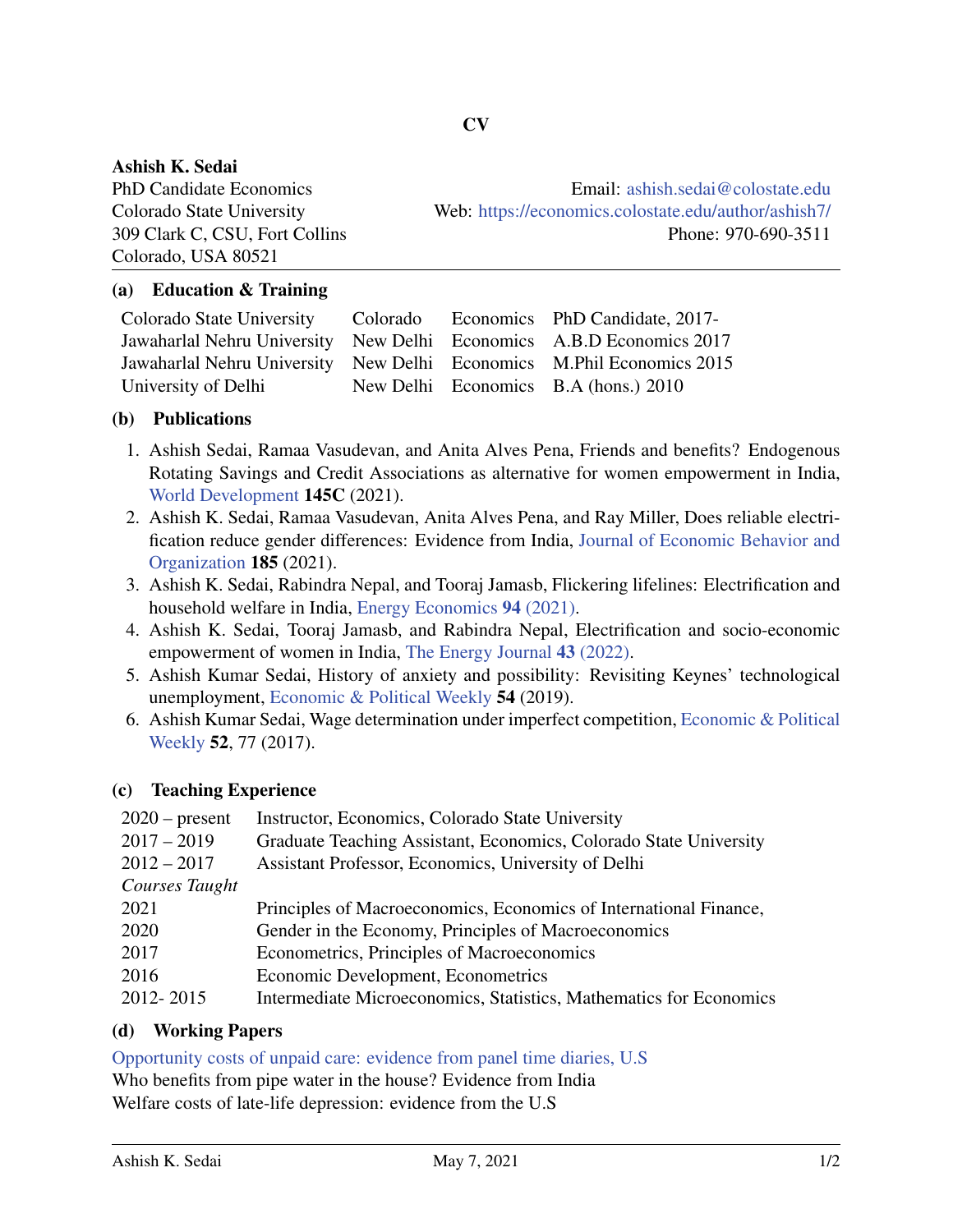# CV

**Ashish K. Sedai**

PhD Candidate Economics
Colorado State University
309 Clark C, CSU, Fort Collins
Colorado, USA 80521

Email: ashish.sedai@colostate.edu
Web: https://economics.colostate.edu/author/ashish7/
Phone: 970-690-3511

## (a) Education & Training

| | | | |
|---|---|---|---|
| Colorado State University | Colorado | Economics | PhD Candidate, 2017- |
| Jawaharlal Nehru University | New Delhi | Economics | A.B.D Economics 2017 |
| Jawaharlal Nehru University | New Delhi | Economics | M.Phil Economics 2015 |
| University of Delhi | New Delhi | Economics | B.A (hons.) 2010 |

## (b) Publications

1. Ashish Sedai, Ramaa Vasudevan, and Anita Alves Pena, Friends and benefits? Endogenous Rotating Savings and Credit Associations as alternative for women empowerment in India, World Development **145C** (2021).
2. Ashish K. Sedai, Ramaa Vasudevan, Anita Alves Pena, and Ray Miller, Does reliable electrification reduce gender differences: Evidence from India, Journal of Economic Behavior and Organization **185** (2021).
3. Ashish K. Sedai, Rabindra Nepal, and Tooraj Jamasb, Flickering lifelines: Electrification and household welfare in India, Energy Economics **94** (2021).
4. Ashish K. Sedai, Tooraj Jamasb, and Rabindra Nepal, Electrification and socio-economic empowerment of women in India, The Energy Journal **43** (2022).
5. Ashish Kumar Sedai, History of anxiety and possibility: Revisiting Keynes' technological unemployment, Economic & Political Weekly **54** (2019).
6. Ashish Kumar Sedai, Wage determination under imperfect competition, Economic & Political Weekly **52**, 77 (2017).

## (c) Teaching Experience

| | |
|---|---|
| 2020 – present | Instructor, Economics, Colorado State University |
| 2017 – 2019 | Graduate Teaching Assistant, Economics, Colorado State University |
| 2012 – 2017 | Assistant Professor, Economics, University of Delhi |
| *Courses Taught* | |
| 2021 | Principles of Macroeconomics, Economics of International Finance, |
| 2020 | Gender in the Economy, Principles of Macroeconomics |
| 2017 | Econometrics, Principles of Macroeconomics |
| 2016 | Economic Development, Econometrics |
| 2012- 2015 | Intermediate Microeconomics, Statistics, Mathematics for Economics |

## (d) Working Papers

Opportunity costs of unpaid care: evidence from panel time diaries, U.S
Who benefits from pipe water in the house? Evidence from India
Welfare costs of late-life depression: evidence from the U.S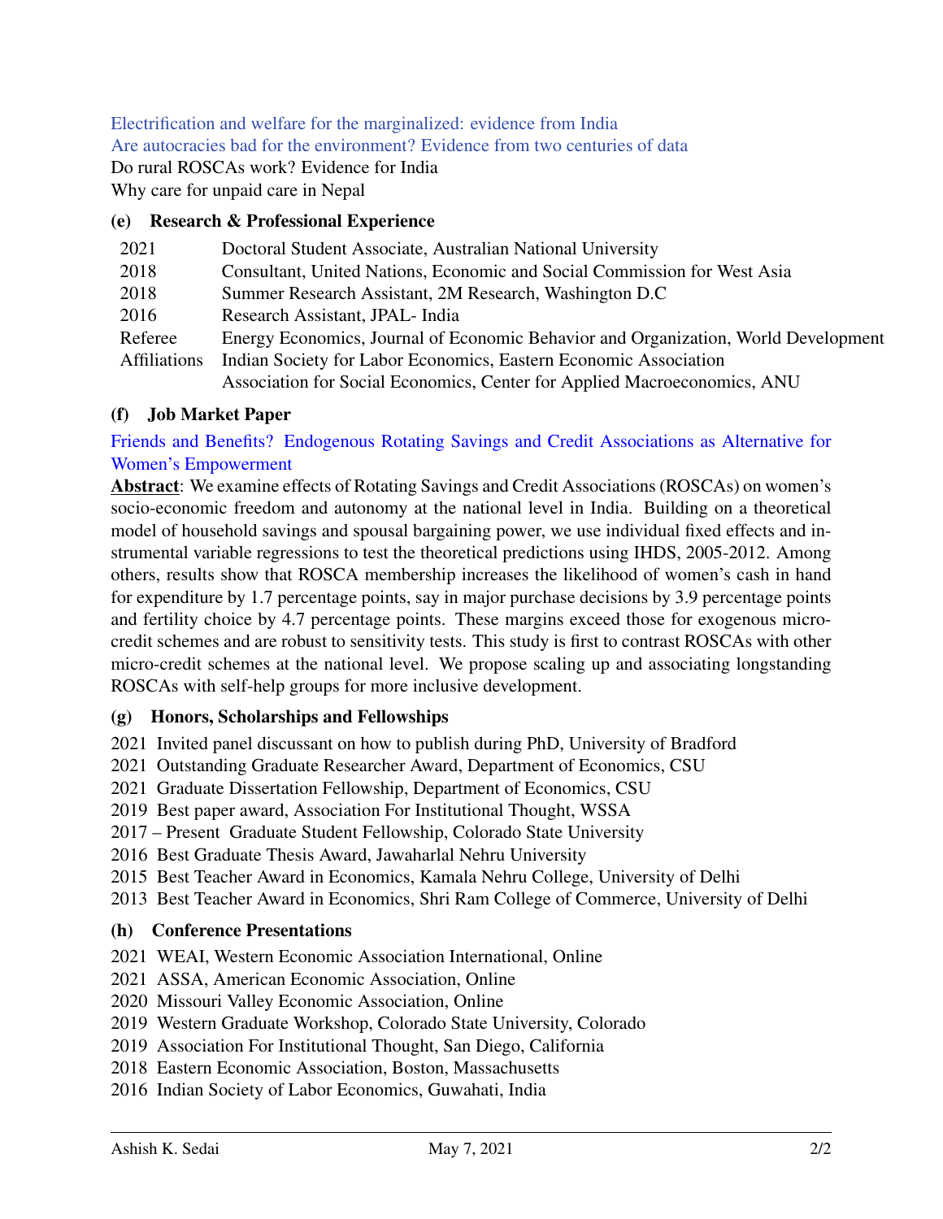Electrification and welfare for the marginalized: evidence from India

Are autocracies bad for the environment? Evidence from two centuries of data

Do rural ROSCAs work? Evidence for India

Why care for unpaid care in Nepal

### (e) Research & Professional Experience

| | |
|---|---|
| 2021 | Doctoral Student Associate, Australian National University |
| 2018 | Consultant, United Nations, Economic and Social Commission for West Asia |
| 2018 | Summer Research Assistant, 2M Research, Washington D.C |
| 2016 | Research Assistant, JPAL- India |
| Referee | Energy Economics, Journal of Economic Behavior and Organization, World Development |
| Affiliations | Indian Society for Labor Economics, Eastern Economic Association |
| | Association for Social Economics, Center for Applied Macroeconomics, ANU |

### (f) Job Market Paper

Friends and Benefits? Endogenous Rotating Savings and Credit Associations as Alternative for Women's Empowerment

**Abstract**: We examine effects of Rotating Savings and Credit Associations (ROSCAs) on women's socio-economic freedom and autonomy at the national level in India. Building on a theoretical model of household savings and spousal bargaining power, we use individual fixed effects and instrumental variable regressions to test the theoretical predictions using IHDS, 2005-2012. Among others, results show that ROSCA membership increases the likelihood of women's cash in hand for expenditure by 1.7 percentage points, say in major purchase decisions by 3.9 percentage points and fertility choice by 4.7 percentage points. These margins exceed those for exogenous micro-credit schemes and are robust to sensitivity tests. This study is first to contrast ROSCAs with other micro-credit schemes at the national level. We propose scaling up and associating longstanding ROSCAs with self-help groups for more inclusive development.

### (g) Honors, Scholarships and Fellowships

- 2021 Invited panel discussant on how to publish during PhD, University of Bradford
- 2021 Outstanding Graduate Researcher Award, Department of Economics, CSU
- 2021 Graduate Dissertation Fellowship, Department of Economics, CSU
- 2019 Best paper award, Association For Institutional Thought, WSSA
- 2017 – Present Graduate Student Fellowship, Colorado State University
- 2016 Best Graduate Thesis Award, Jawaharlal Nehru University
- 2015 Best Teacher Award in Economics, Kamala Nehru College, University of Delhi
- 2013 Best Teacher Award in Economics, Shri Ram College of Commerce, University of Delhi

### (h) Conference Presentations

- 2021 WEAI, Western Economic Association International, Online
- 2021 ASSA, American Economic Association, Online
- 2020 Missouri Valley Economic Association, Online
- 2019 Western Graduate Workshop, Colorado State University, Colorado
- 2019 Association For Institutional Thought, San Diego, California
- 2018 Eastern Economic Association, Boston, Massachusetts
- 2016 Indian Society of Labor Economics, Guwahati, India